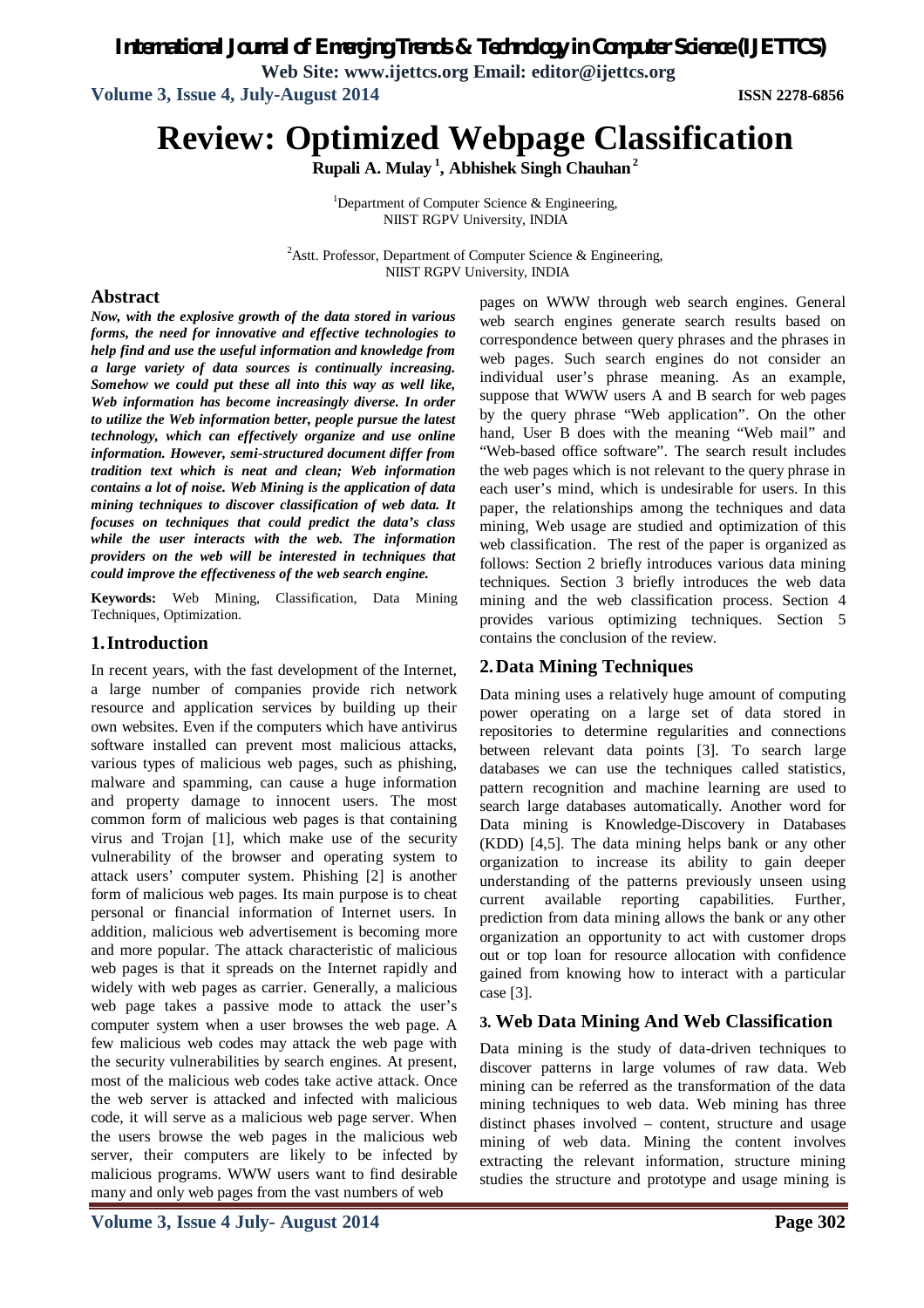# Review: Optimized Webpage Classification

**Rupali A. Mulay [1], Abhishek Singh Chauhan [2]**

[1]Department of Computer Science & Engineering, NIIST RGPV University, INDIA

[2]Astt. Professor, Department of Computer Science & Engineering, NIIST RGPV University, INDIA

## Abstract

***Now, with the explosive growth of the data stored in various forms, the need for innovative and effective technologies to help find and use the useful information and knowledge from a large variety of data sources is continually increasing. Somehow we could put these all into this way as well like, Web information has become increasingly diverse. In order to utilize the Web information better, people pursue the latest technology, which can effectively organize and use online information. However, semi-structured document differ from tradition text which is neat and clean; Web information contains a lot of noise. Web Mining is the application of data mining techniques to discover classification of web data. It focuses on techniques that could predict the data's class while the user interacts with the web. The information providers on the web will be interested in techniques that could improve the effectiveness of the web search engine.***

**Keywords:** Web Mining, Classification, Data Mining Techniques, Optimization.

## 1. Introduction

In recent years, with the fast development of the Internet, a large number of companies provide rich network resource and application services by building up their own websites. Even if the computers which have antivirus software installed can prevent most malicious attacks, various types of malicious web pages, such as phishing, malware and spamming, can cause a huge information and property damage to innocent users. The most common form of malicious web pages is that containing virus and Trojan [1], which make use of the security vulnerability of the browser and operating system to attack users' computer system. Phishing [2] is another form of malicious web pages. Its main purpose is to cheat personal or financial information of Internet users. In addition, malicious web advertisement is becoming more and more popular. The attack characteristic of malicious web pages is that it spreads on the Internet rapidly and widely with web pages as carrier. Generally, a malicious web page takes a passive mode to attack the user's computer system when a user browses the web page. A few malicious web codes may attack the web page with the security vulnerabilities by search engines. At present, most of the malicious web codes take active attack. Once the web server is attacked and infected with malicious code, it will serve as a malicious web page server. When the users browse the web pages in the malicious web server, their computers are likely to be infected by malicious programs. WWW users want to find desirable many and only web pages from the vast numbers of web pages on WWW through web search engines. General web search engines generate search results based on correspondence between query phrases and the phrases in web pages. Such search engines do not consider an individual user's phrase meaning. As an example, suppose that WWW users A and B search for web pages by the query phrase "Web application". On the other hand, User B does with the meaning "Web mail" and "Web-based office software". The search result includes the web pages which is not relevant to the query phrase in each user's mind, which is undesirable for users. In this paper, the relationships among the techniques and data mining, Web usage are studied and optimization of this web classification. The rest of the paper is organized as follows: Section 2 briefly introduces various data mining techniques. Section 3 briefly introduces the web data mining and the web classification process. Section 4 provides various optimizing techniques. Section 5 contains the conclusion of the review.

## 2. Data Mining Techniques

Data mining uses a relatively huge amount of computing power operating on a large set of data stored in repositories to determine regularities and connections between relevant data points [3]. To search large databases we can use the techniques called statistics, pattern recognition and machine learning are used to search large databases automatically. Another word for Data mining is Knowledge-Discovery in Databases (KDD) [4,5]. The data mining helps bank or any other organization to increase its ability to gain deeper understanding of the patterns previously unseen using current available reporting capabilities. Further, prediction from data mining allows the bank or any other organization an opportunity to act with customer drops out or top loan for resource allocation with confidence gained from knowing how to interact with a particular case [3].

## 3. Web Data Mining And Web Classification

Data mining is the study of data-driven techniques to discover patterns in large volumes of raw data. Web mining can be referred as the transformation of the data mining techniques to web data. Web mining has three distinct phases involved – content, structure and usage mining of web data. Mining the content involves extracting the relevant information, structure mining studies the structure and prototype and usage mining is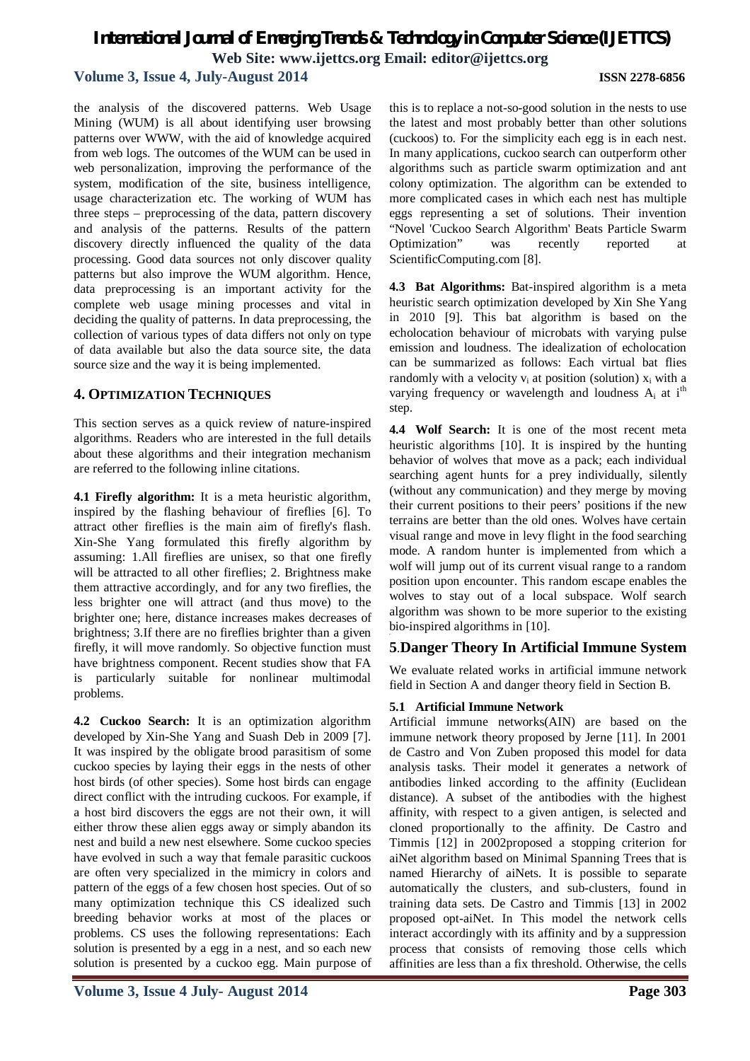the analysis of the discovered patterns. Web Usage Mining (WUM) is all about identifying user browsing patterns over WWW, with the aid of knowledge acquired from web logs. The outcomes of the WUM can be used in web personalization, improving the performance of the system, modification of the site, business intelligence, usage characterization etc. The working of WUM has three steps – preprocessing of the data, pattern discovery and analysis of the patterns. Results of the pattern discovery directly influenced the quality of the data processing. Good data sources not only discover quality patterns but also improve the WUM algorithm. Hence, data preprocessing is an important activity for the complete web usage mining processes and vital in deciding the quality of patterns. In data preprocessing, the collection of various types of data differs not only on type of data available but also the data source site, the data source size and the way it is being implemented.

## 4. OPTIMIZATION TECHNIQUES

This section serves as a quick review of nature-inspired algorithms. Readers who are interested in the full details about these algorithms and their integration mechanism are referred to the following inline citations.

**4.1 Firefly algorithm:** It is a meta heuristic algorithm, inspired by the flashing behaviour of fireflies [6]. To attract other fireflies is the main aim of firefly's flash. Xin-She Yang formulated this firefly algorithm by assuming: 1.All fireflies are unisex, so that one firefly will be attracted to all other fireflies; 2. Brightness make them attractive accordingly, and for any two fireflies, the less brighter one will attract (and thus move) to the brighter one; here, distance increases makes decreases of brightness; 3.If there are no fireflies brighter than a given firefly, it will move randomly. So objective function must have brightness component. Recent studies show that FA is particularly suitable for nonlinear multimodal problems.

**4.2 Cuckoo Search:** It is an optimization algorithm developed by Xin-She Yang and Suash Deb in 2009 [7]. It was inspired by the obligate brood parasitism of some cuckoo species by laying their eggs in the nests of other host birds (of other species). Some host birds can engage direct conflict with the intruding cuckoos. For example, if a host bird discovers the eggs are not their own, it will either throw these alien eggs away or simply abandon its nest and build a new nest elsewhere. Some cuckoo species have evolved in such a way that female parasitic cuckoos are often very specialized in the mimicry in colors and pattern of the eggs of a few chosen host species. Out of so many optimization technique this CS idealized such breeding behavior works at most of the places or problems. CS uses the following representations: Each solution is presented by a egg in a nest, and so each new solution is presented by a cuckoo egg. Main purpose of this is to replace a not-so-good solution in the nests to use the latest and most probably better than other solutions (cuckoos) to. For the simplicity each egg is in each nest. In many applications, cuckoo search can outperform other algorithms such as particle swarm optimization and ant colony optimization. The algorithm can be extended to more complicated cases in which each nest has multiple eggs representing a set of solutions. Their invention "Novel 'Cuckoo Search Algorithm' Beats Particle Swarm Optimization" was recently reported at ScientificComputing.com [8].

**4.3 Bat Algorithms:** Bat-inspired algorithm is a meta heuristic search optimization developed by Xin She Yang in 2010 [9]. This bat algorithm is based on the echolocation behaviour of microbats with varying pulse emission and loudness. The idealization of echolocation can be summarized as follows: Each virtual bat flies randomly with a velocity $v_i$ at position (solution) $x_i$ with a varying frequency or wavelength and loudness $A_i$ at $i^{th}$ step.

**4.4 Wolf Search:** It is one of the most recent meta heuristic algorithms [10]. It is inspired by the hunting behavior of wolves that move as a pack; each individual searching agent hunts for a prey individually, silently (without any communication) and they merge by moving their current positions to their peers' positions if the new terrains are better than the old ones. Wolves have certain visual range and move in levy flight in the food searching mode. A random hunter is implemented from which a wolf will jump out of its current visual range to a random position upon encounter. This random escape enables the wolves to stay out of a local subspace. Wolf search algorithm was shown to be more superior to the existing bio-inspired algorithms in [10].

## 5.Danger Theory In Artificial Immune System

We evaluate related works in artificial immune network field in Section A and danger theory field in Section B.

### 5.1 Artificial Immune Network

Artificial immune networks(AIN) are based on the immune network theory proposed by Jerne [11]. In 2001 de Castro and Von Zuben proposed this model for data analysis tasks. Their model it generates a network of antibodies linked according to the affinity (Euclidean distance). A subset of the antibodies with the highest affinity, with respect to a given antigen, is selected and cloned proportionally to the affinity. De Castro and Timmis [12] in 2002proposed a stopping criterion for aiNet algorithm based on Minimal Spanning Trees that is named Hierarchy of aiNets. It is possible to separate automatically the clusters, and sub-clusters, found in training data sets. De Castro and Timmis [13] in 2002 proposed opt-aiNet. In This model the network cells interact accordingly with its affinity and by a suppression process that consists of removing those cells which affinities are less than a fix threshold. Otherwise, the cells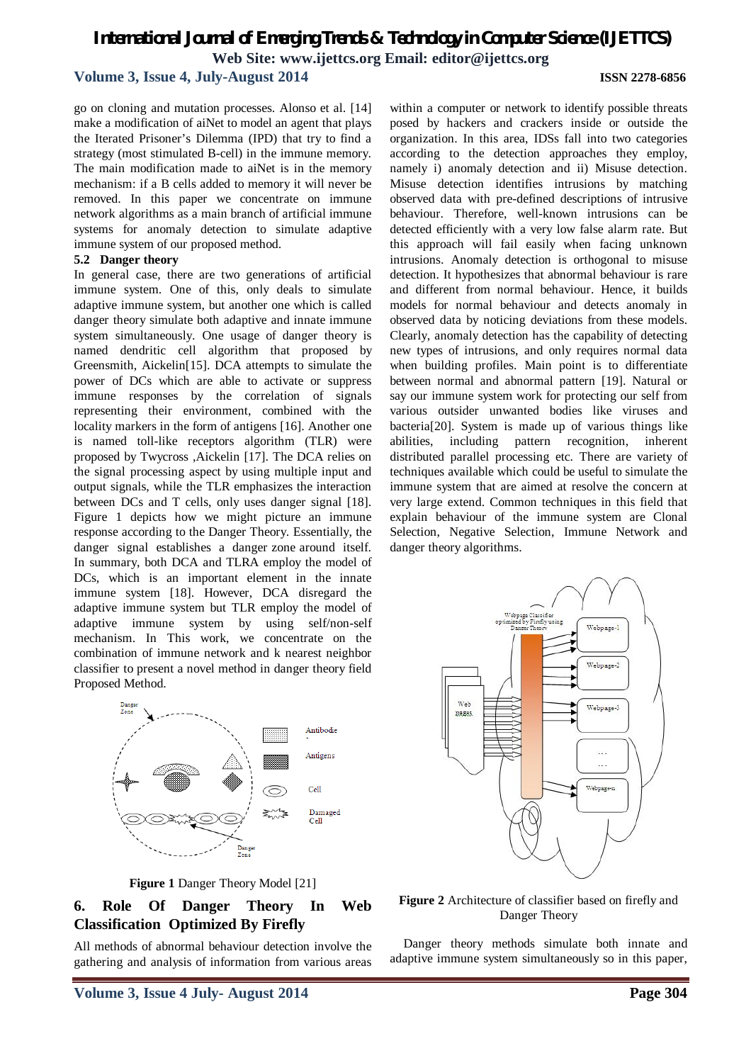go on cloning and mutation processes. Alonso et al. [14] make a modification of aiNet to model an agent that plays the Iterated Prisoner's Dilemma (IPD) that try to find a strategy (most stimulated B-cell) in the immune memory. The main modification made to aiNet is in the memory mechanism: if a B cells added to memory it will never be removed. In this paper we concentrate on immune network algorithms as a main branch of artificial immune systems for anomaly detection to simulate adaptive immune system of our proposed method.

### 5.2 Danger theory

In general case, there are two generations of artificial immune system. One of this, only deals to simulate adaptive immune system, but another one which is called danger theory simulate both adaptive and innate immune system simultaneously. One usage of danger theory is named dendritic cell algorithm that proposed by Greensmith, Aickelin[15]. DCA attempts to simulate the power of DCs which are able to activate or suppress immune responses by the correlation of signals representing their environment, combined with the locality markers in the form of antigens [16]. Another one is named toll-like receptors algorithm (TLR) were proposed by Twycross ,Aickelin [17]. The DCA relies on the signal processing aspect by using multiple input and output signals, while the TLR emphasizes the interaction between DCs and T cells, only uses danger signal [18]. Figure 1 depicts how we might picture an immune response according to the Danger Theory. Essentially, the danger signal establishes a danger zone around itself. In summary, both DCA and TLRA employ the model of DCs, which is an important element in the innate immune system [18]. However, DCA disregard the adaptive immune system but TLR employ the model of adaptive immune system by using self/non-self mechanism. In This work, we concentrate on the combination of immune network and k nearest neighbor classifier to present a novel method in danger theory field Proposed Method.

**Figure 1** Danger Theory Model [21]

## 6. Role Of Danger Theory In Web Classification Optimized By Firefly

All methods of abnormal behaviour detection involve the gathering and analysis of information from various areas within a computer or network to identify possible threats posed by hackers and crackers inside or outside the organization. In this area, IDSs fall into two categories according to the detection approaches they employ, namely i) anomaly detection and ii) Misuse detection. Misuse detection identifies intrusions by matching observed data with pre-defined descriptions of intrusive behaviour. Therefore, well-known intrusions can be detected efficiently with a very low false alarm rate. But this approach will fail easily when facing unknown intrusions. Anomaly detection is orthogonal to misuse detection. It hypothesizes that abnormal behaviour is rare and different from normal behaviour. Hence, it builds models for normal behaviour and detects anomaly in observed data by noticing deviations from these models. Clearly, anomaly detection has the capability of detecting new types of intrusions, and only requires normal data when building profiles. Main point is to differentiate between normal and abnormal pattern [19]. Natural or say our immune system work for protecting our self from various outsider unwanted bodies like viruses and bacteria[20]. System is made up of various things like abilities, including pattern recognition, inherent distributed parallel processing etc. There are variety of techniques available which could be useful to simulate the immune system that are aimed at resolve the concern at very large extend. Common techniques in this field that explain behaviour of the immune system are Clonal Selection, Negative Selection, Immune Network and danger theory algorithms.

**Figure 2** Architecture of classifier based on firefly and Danger Theory

Danger theory methods simulate both innate and adaptive immune system simultaneously so in this paper,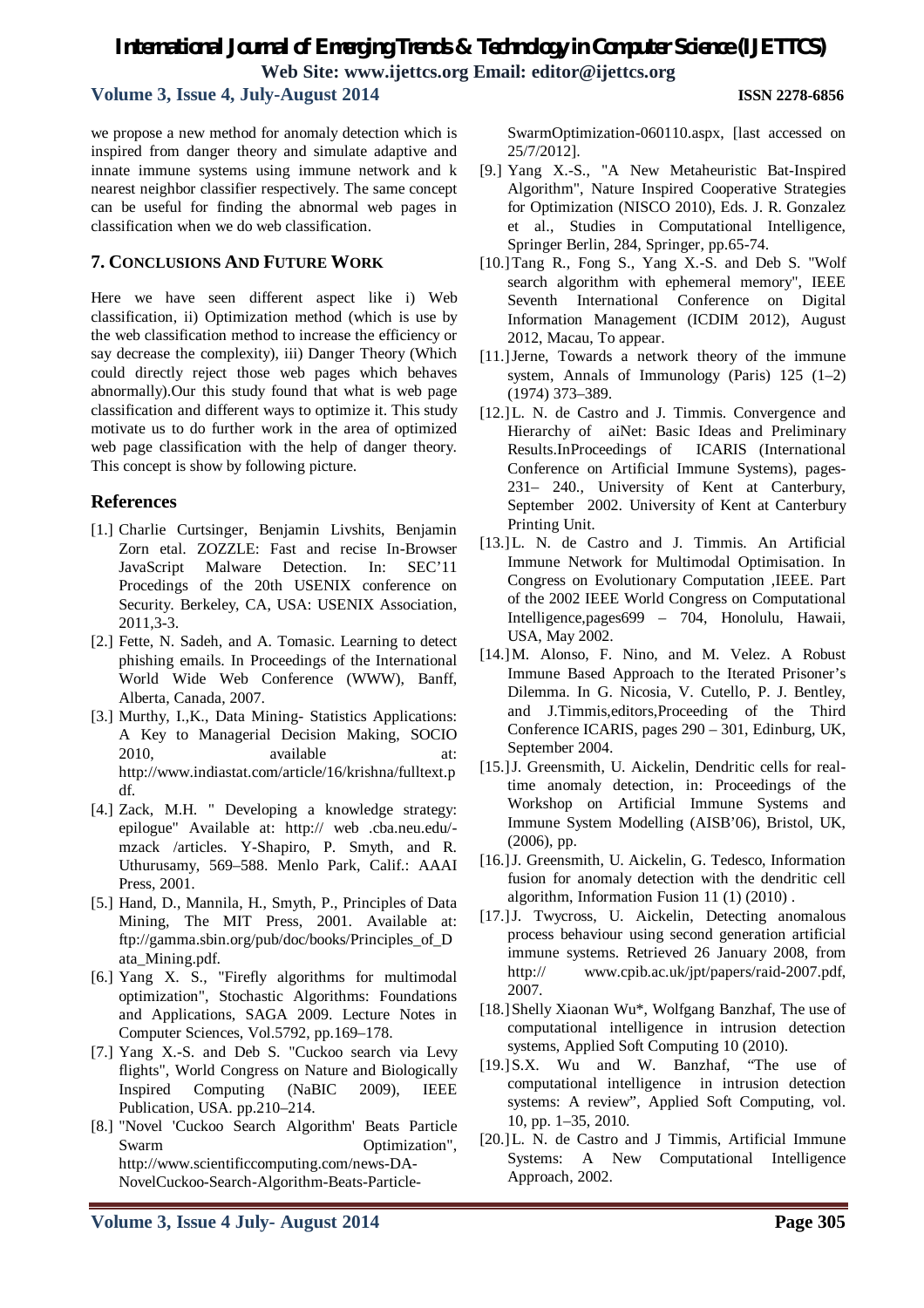we propose a new method for anomaly detection which is inspired from danger theory and simulate adaptive and innate immune systems using immune network and k nearest neighbor classifier respectively. The same concept can be useful for finding the abnormal web pages in classification when we do web classification.

## 7. CONCLUSIONS AND FUTURE WORK

Here we have seen different aspect like i) Web classification, ii) Optimization method (which is use by the web classification method to increase the efficiency or say decrease the complexity), iii) Danger Theory (Which could directly reject those web pages which behaves abnormally).Our this study found that what is web page classification and different ways to optimize it. This study motivate us to do further work in the area of optimized web page classification with the help of danger theory. This concept is show by following picture.

## References

[1.] Charlie Curtsinger, Benjamin Livshits, Benjamin Zorn etal. ZOZZLE: Fast and recise In-Browser JavaScript Malware Detection. In: SEC'11 Procedings of the 20th USENIX conference on Security. Berkeley, CA, USA: USENIX Association, 2011,3-3.

[2.] Fette, N. Sadeh, and A. Tomasic. Learning to detect phishing emails. In Proceedings of the International World Wide Web Conference (WWW), Banff, Alberta, Canada, 2007.

[3.] Murthy, I.,K., Data Mining- Statistics Applications: A Key to Managerial Decision Making, SOCIO 2010, available at: http://www.indiastat.com/article/16/krishna/fulltext.pdf.

[4.] Zack, M.H. " Developing a knowledge strategy: epilogue" Available at: http:// web .cba.neu.edu/-mzack /articles. Y-Shapiro, P. Smyth, and R. Uthurusamy, 569–588. Menlo Park, Calif.: AAAI Press, 2001.

[5.] Hand, D., Mannila, H., Smyth, P., Principles of Data Mining, The MIT Press, 2001. Available at: ftp://gamma.sbin.org/pub/doc/books/Principles_of_Data_Mining.pdf.

[6.] Yang X. S., "Firefly algorithms for multimodal optimization", Stochastic Algorithms: Foundations and Applications, SAGA 2009. Lecture Notes in Computer Sciences, Vol.5792, pp.169–178.

[7.] Yang X.-S. and Deb S. "Cuckoo search via Levy flights", World Congress on Nature and Biologically Inspired Computing (NaBIC 2009), IEEE Publication, USA. pp.210–214.

[8.] "Novel 'Cuckoo Search Algorithm' Beats Particle Swarm Optimization", http://www.scientificcomputing.com/news-DA-NovelCuckoo-Search-Algorithm-Beats-Particle-SwarmOptimization-060110.aspx, [last accessed on 25/7/2012].

[9.] Yang X.-S., "A New Metaheuristic Bat-Inspired Algorithm", Nature Inspired Cooperative Strategies for Optimization (NISCO 2010), Eds. J. R. Gonzalez et al., Studies in Computational Intelligence, Springer Berlin, 284, Springer, pp.65-74.

[10.] Tang R., Fong S., Yang X.-S. and Deb S. "Wolf search algorithm with ephemeral memory", IEEE Seventh International Conference on Digital Information Management (ICDIM 2012), August 2012, Macau, To appear.

[11.] Jerne, Towards a network theory of the immune system, Annals of Immunology (Paris) 125 (1–2) (1974) 373–389.

[12.] L. N. de Castro and J. Timmis. Convergence and Hierarchy of aiNet: Basic Ideas and Preliminary Results.InProceedings of ICARIS (International Conference on Artificial Immune Systems), pages-231– 240., University of Kent at Canterbury, September 2002. University of Kent at Canterbury Printing Unit.

[13.] L. N. de Castro and J. Timmis. An Artificial Immune Network for Multimodal Optimisation. In Congress on Evolutionary Computation ,IEEE. Part of the 2002 IEEE World Congress on Computational Intelligence,pages699 – 704, Honolulu, Hawaii, USA, May 2002.

[14.] M. Alonso, F. Nino, and M. Velez. A Robust Immune Based Approach to the Iterated Prisoner's Dilemma. In G. Nicosia, V. Cutello, P. J. Bentley, and J.Timmis,editors,Proceeding of the Third Conference ICARIS, pages 290 – 301, Edinburg, UK, September 2004.

[15.] J. Greensmith, U. Aickelin, Dendritic cells for real-time anomaly detection, in: Proceedings of the Workshop on Artificial Immune Systems and Immune System Modelling (AISB'06), Bristol, UK, (2006), pp.

[16.] J. Greensmith, U. Aickelin, G. Tedesco, Information fusion for anomaly detection with the dendritic cell algorithm, Information Fusion 11 (1) (2010) .

[17.] J. Twycross, U. Aickelin, Detecting anomalous process behaviour using second generation artificial immune systems. Retrieved 26 January 2008, from http:// www.cpib.ac.uk/jpt/papers/raid-2007.pdf, 2007.

[18.] Shelly Xiaonan Wu*, Wolfgang Banzhaf, The use of computational intelligence in intrusion detection systems, Applied Soft Computing 10 (2010).

[19.] S.X. Wu and W. Banzhaf, "The use of computational intelligence in intrusion detection systems: A review", Applied Soft Computing, vol. 10, pp. 1–35, 2010.

[20.] L. N. de Castro and J Timmis, Artificial Immune Systems: A New Computational Intelligence Approach, 2002.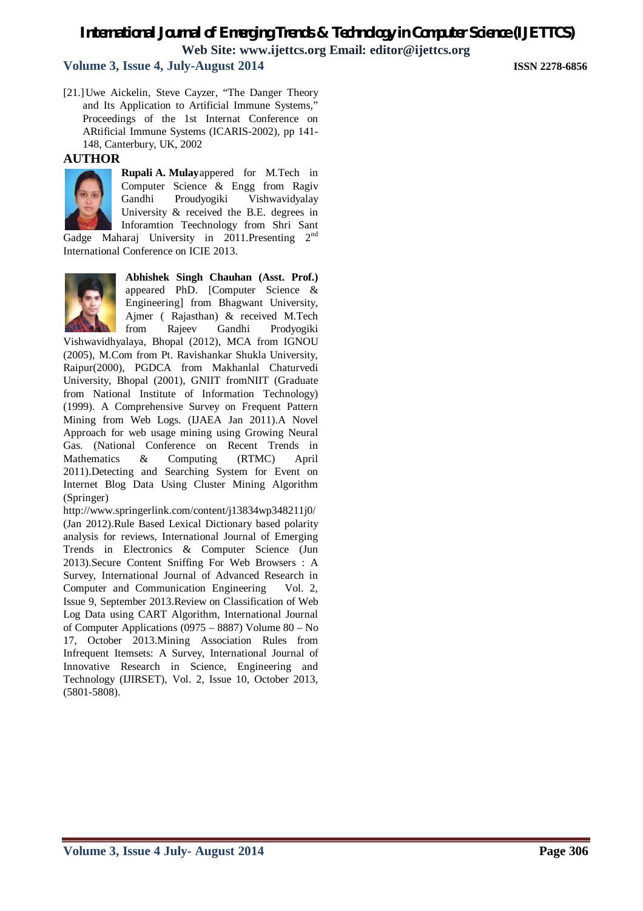[21.] Uwe Aickelin, Steve Cayzer, "The Danger Theory and Its Application to Artificial Immune Systems," Proceedings of the 1st Internat Conference on ARtificial Immune Systems (ICARIS-2002), pp 141-148, Canterbury, UK, 2002

## AUTHOR

**Rupali A. Mulay**appered for M.Tech in Computer Science & Engg from Ragiv Gandhi Proudyogiki Vishwavidyalay University & received the B.E. degrees in Inforamtion Teechnology from Shri Sant Gadge Maharaj University in 2011.Presenting 2nd International Conference on ICIE 2013.

**Abhishek Singh Chauhan (Asst. Prof.)** appeared PhD. [Computer Science & Engineering] from Bhagwant University, Ajmer ( Rajasthan) & received M.Tech from Rajeev Gandhi Prodyogiki Vishwavidhyalaya, Bhopal (2012), MCA from IGNOU (2005), M.Com from Pt. Ravishankar Shukla University, Raipur(2000), PGDCA from Makhanlal Chaturvedi University, Bhopal (2001), GNIIT fromNIIT (Graduate from National Institute of Information Technology) (1999). A Comprehensive Survey on Frequent Pattern Mining from Web Logs. (IJAEA Jan 2011).A Novel Approach for web usage mining using Growing Neural Gas. (National Conference on Recent Trends in Mathematics & Computing (RTMC) April 2011).Detecting and Searching System for Event on Internet Blog Data Using Cluster Mining Algorithm (Springer) http://www.springerlink.com/content/j13834wp348211j0/ (Jan 2012).Rule Based Lexical Dictionary based polarity analysis for reviews, International Journal of Emerging Trends in Electronics & Computer Science (Jun 2013).Secure Content Sniffing For Web Browsers : A Survey, International Journal of Advanced Research in Computer and Communication Engineering Vol. 2, Issue 9, September 2013.Review on Classification of Web Log Data using CART Algorithm, International Journal of Computer Applications (0975 – 8887) Volume 80 – No 17, October 2013.Mining Association Rules from Infrequent Itemsets: A Survey, International Journal of Innovative Research in Science, Engineering and Technology (IJIRSET), Vol. 2, Issue 10, October 2013, (5801-5808).